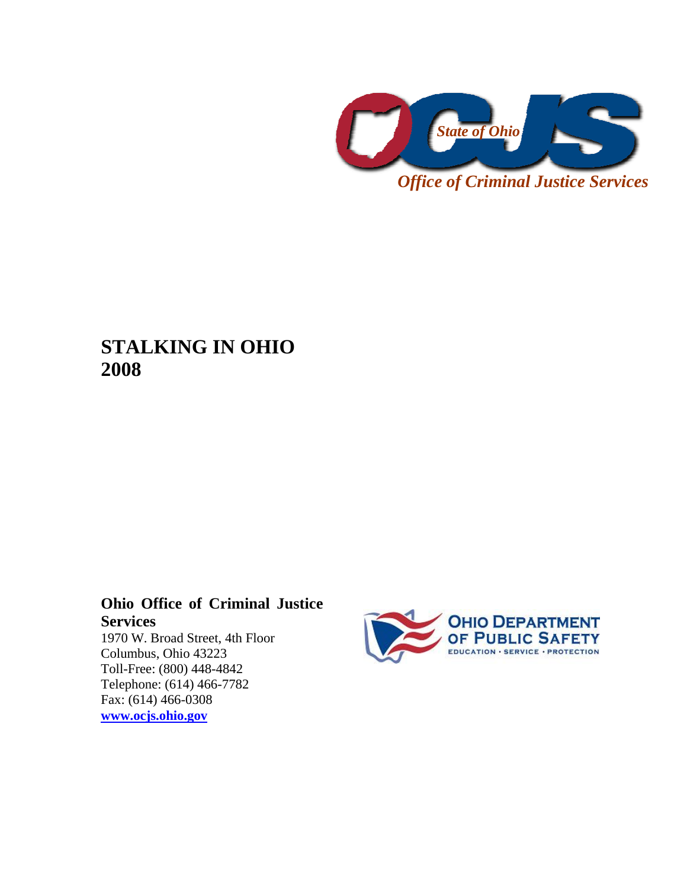*State of Ohio*

*Office of Criminal Justice Services*

# STALKING IN OHIO 2008

**Ohio Office of Criminal Justice Services**
1970 W. Broad Street, 4th Floor
Columbus, Ohio 43223
Toll-Free: (800) 448-4842
Telephone: (614) 466-7782
Fax: (614) 466-0308
**www.ocjs.ohio.gov**

OHIO DEPARTMENT OF PUBLIC SAFETY
EDUCATION · SERVICE · PROTECTION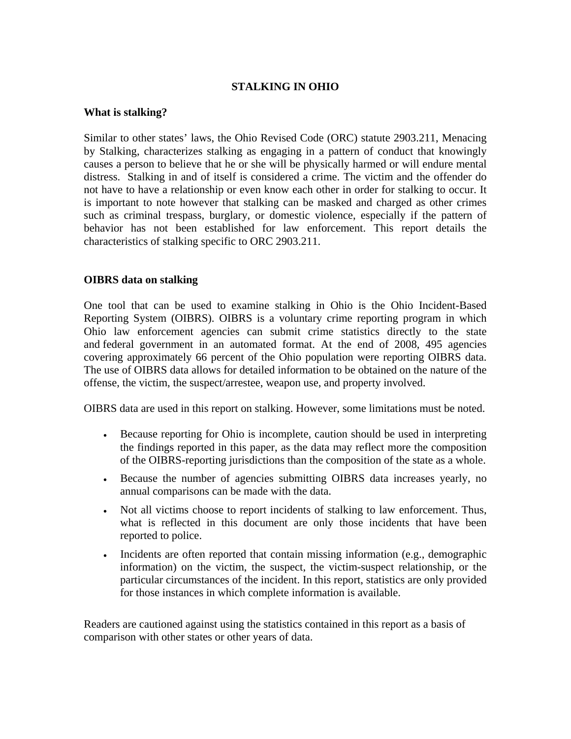# STALKING IN OHIO

## What is stalking?

Similar to other states' laws, the Ohio Revised Code (ORC) statute 2903.211, Menacing by Stalking, characterizes stalking as engaging in a pattern of conduct that knowingly causes a person to believe that he or she will be physically harmed or will endure mental distress. Stalking in and of itself is considered a crime. The victim and the offender do not have to have a relationship or even know each other in order for stalking to occur. It is important to note however that stalking can be masked and charged as other crimes such as criminal trespass, burglary, or domestic violence, especially if the pattern of behavior has not been established for law enforcement. This report details the characteristics of stalking specific to ORC 2903.211.

## OIBRS data on stalking

One tool that can be used to examine stalking in Ohio is the Ohio Incident-Based Reporting System (OIBRS). OIBRS is a voluntary crime reporting program in which Ohio law enforcement agencies can submit crime statistics directly to the state and federal government in an automated format. At the end of 2008, 495 agencies covering approximately 66 percent of the Ohio population were reporting OIBRS data. The use of OIBRS data allows for detailed information to be obtained on the nature of the offense, the victim, the suspect/arrestee, weapon use, and property involved.

OIBRS data are used in this report on stalking. However, some limitations must be noted.

- Because reporting for Ohio is incomplete, caution should be used in interpreting the findings reported in this paper, as the data may reflect more the composition of the OIBRS-reporting jurisdictions than the composition of the state as a whole.
- Because the number of agencies submitting OIBRS data increases yearly, no annual comparisons can be made with the data.
- Not all victims choose to report incidents of stalking to law enforcement. Thus, what is reflected in this document are only those incidents that have been reported to police.
- Incidents are often reported that contain missing information (e.g., demographic information) on the victim, the suspect, the victim-suspect relationship, or the particular circumstances of the incident. In this report, statistics are only provided for those instances in which complete information is available.

Readers are cautioned against using the statistics contained in this report as a basis of comparison with other states or other years of data.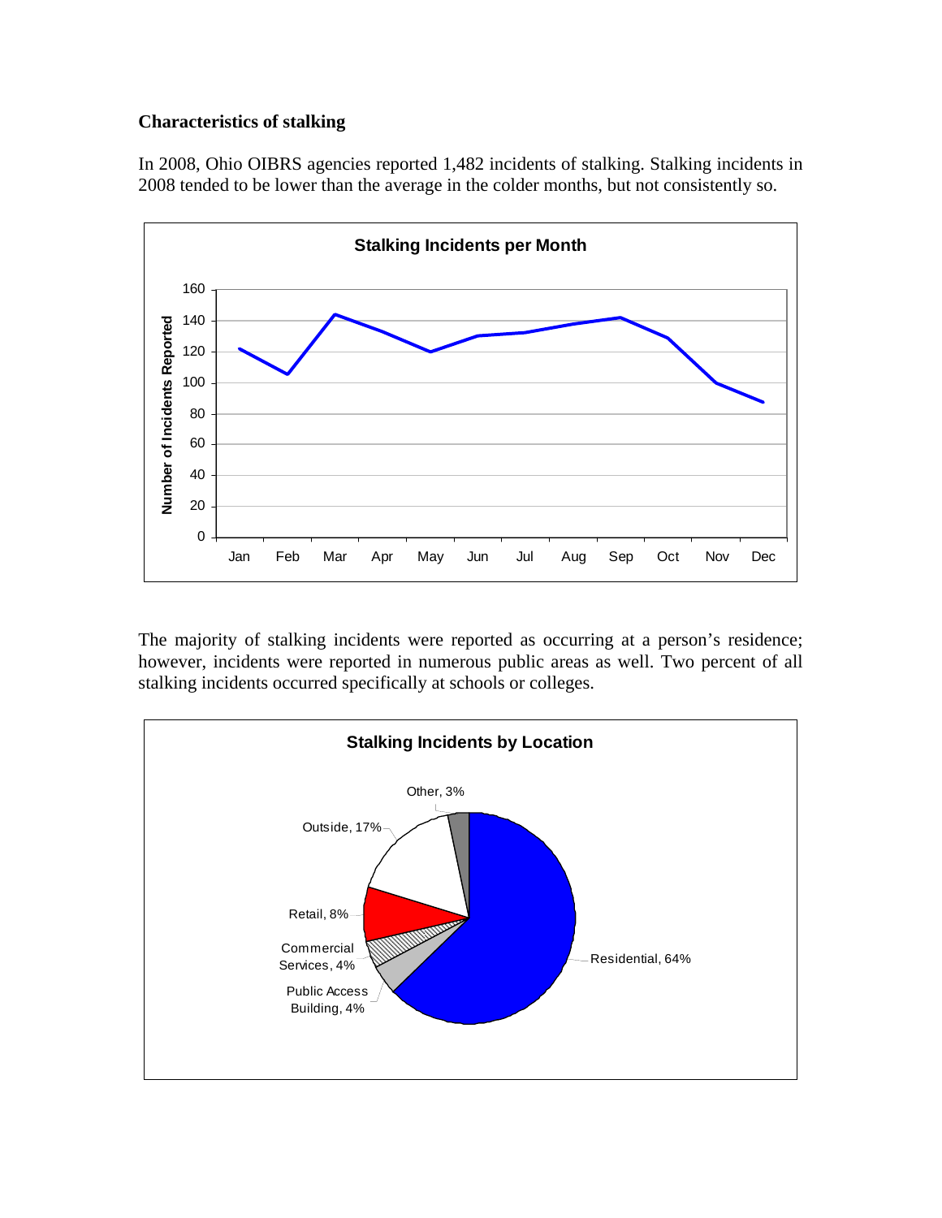**Characteristics of stalking**

In 2008, Ohio OIBRS agencies reported 1,482 incidents of stalking. Stalking incidents in 2008 tended to be lower than the average in the colder months, but not consistently so.

**Stalking Incidents per Month**

The majority of stalking incidents were reported as occurring at a person's residence; however, incidents were reported in numerous public areas as well. Two percent of all stalking incidents occurred specifically at schools or colleges.

**Stalking Incidents by Location**

| Location | Percent |
| --- | --- |
| Residential | 64% |
| Outside | 17% |
| Retail | 8% |
| Commercial Services | 4% |
| Public Access Building | 4% |
| Other | 3% |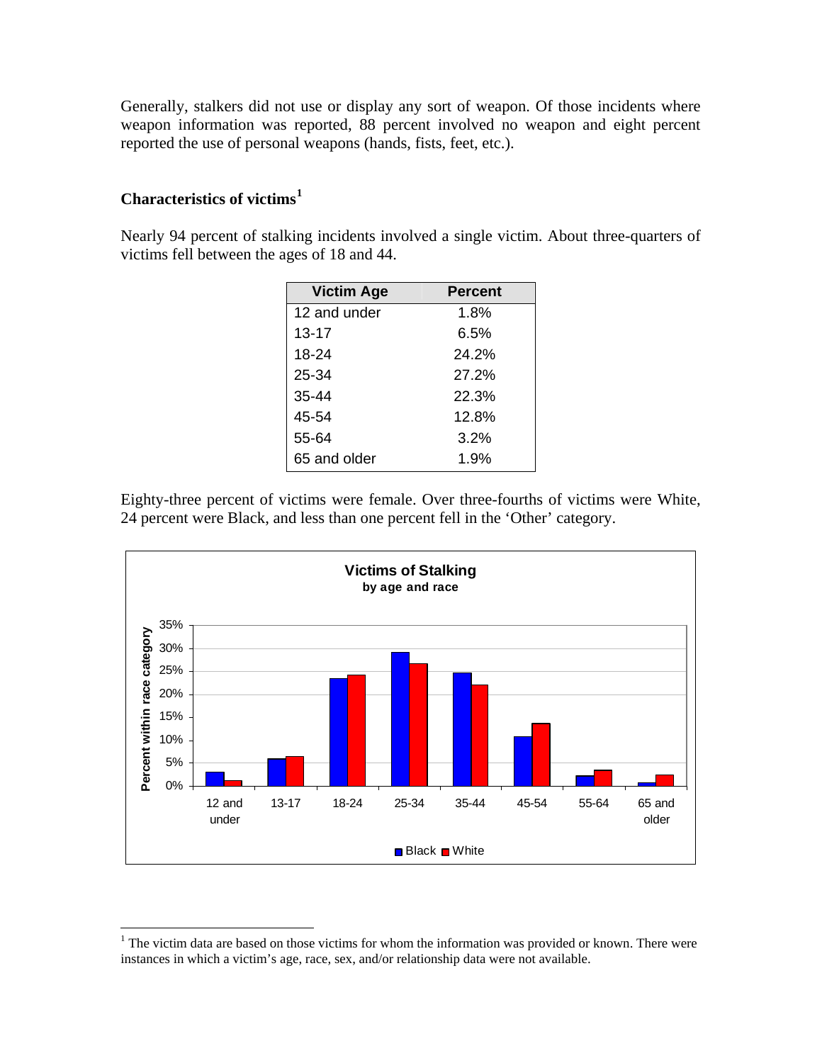Generally, stalkers did not use or display any sort of weapon. Of those incidents where weapon information was reported, 88 percent involved no weapon and eight percent reported the use of personal weapons (hands, fists, feet, etc.).

### Characteristics of victims[1]

Nearly 94 percent of stalking incidents involved a single victim. About three-quarters of victims fell between the ages of 18 and 44.

| Victim Age | Percent |
|---|---|
| 12 and under | 1.8% |
| 13-17 | 6.5% |
| 18-24 | 24.2% |
| 25-34 | 27.2% |
| 35-44 | 22.3% |
| 45-54 | 12.8% |
| 55-64 | 3.2% |
| 65 and older | 1.9% |

Eighty-three percent of victims were female. Over three-fourths of victims were White, 24 percent were Black, and less than one percent fell in the 'Other' category.

**Victims of Stalking**
**by age and race**

[1] The victim data are based on those victims for whom the information was provided or known. There were instances in which a victim's age, race, sex, and/or relationship data were not available.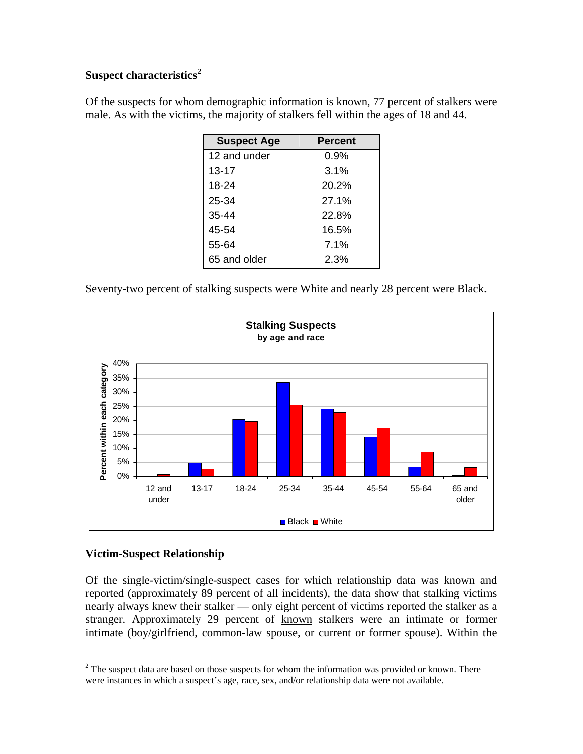### Suspect characteristics[2]

Of the suspects for whom demographic information is known, 77 percent of stalkers were male. As with the victims, the majority of stalkers fell within the ages of 18 and 44.

| Suspect Age | Percent |
|---|---|
| 12 and under | 0.9% |
| 13-17 | 3.1% |
| 18-24 | 20.2% |
| 25-34 | 27.1% |
| 35-44 | 22.8% |
| 45-54 | 16.5% |
| 55-64 | 7.1% |
| 65 and older | 2.3% |

Seventy-two percent of stalking suspects were White and nearly 28 percent were Black.

**Stalking Suspects**
**by age and race**

### Victim-Suspect Relationship

Of the single-victim/single-suspect cases for which relationship data was known and reported (approximately 89 percent of all incidents), the data show that stalking victims nearly always knew their stalker — only eight percent of victims reported the stalker as a stranger. Approximately 29 percent of known stalkers were an intimate or former intimate (boy/girlfriend, common-law spouse, or current or former spouse). Within the

[2] The suspect data are based on those suspects for whom the information was provided or known. There were instances in which a suspect's age, race, sex, and/or relationship data were not available.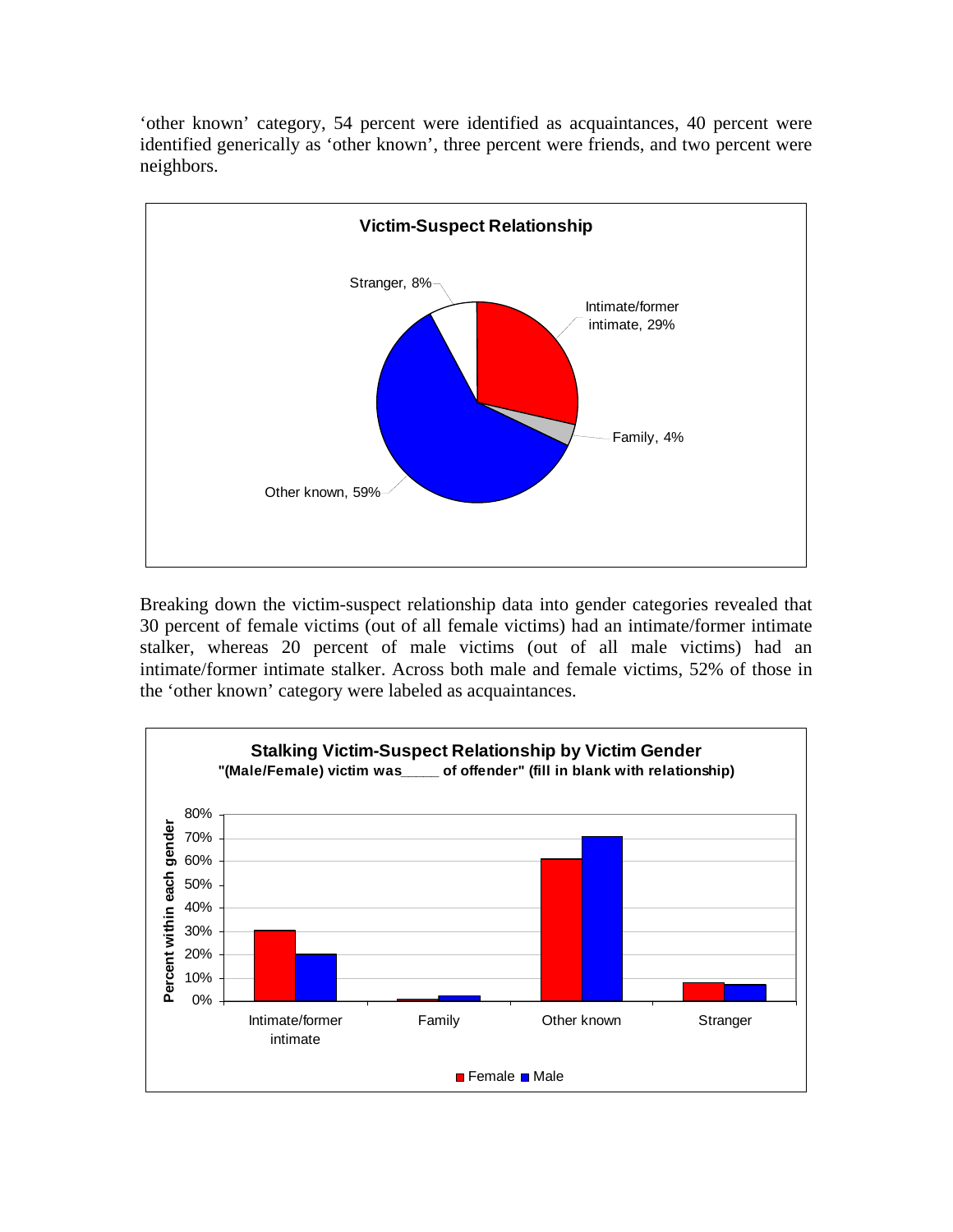'other known' category, 54 percent were identified as acquaintances, 40 percent were identified generically as 'other known', three percent were friends, and two percent were neighbors.

Breaking down the victim-suspect relationship data into gender categories revealed that 30 percent of female victims (out of all female victims) had an intimate/former intimate stalker, whereas 20 percent of male victims (out of all male victims) had an intimate/former intimate stalker. Across both male and female victims, 52% of those in the 'other known' category were labeled as acquaintances.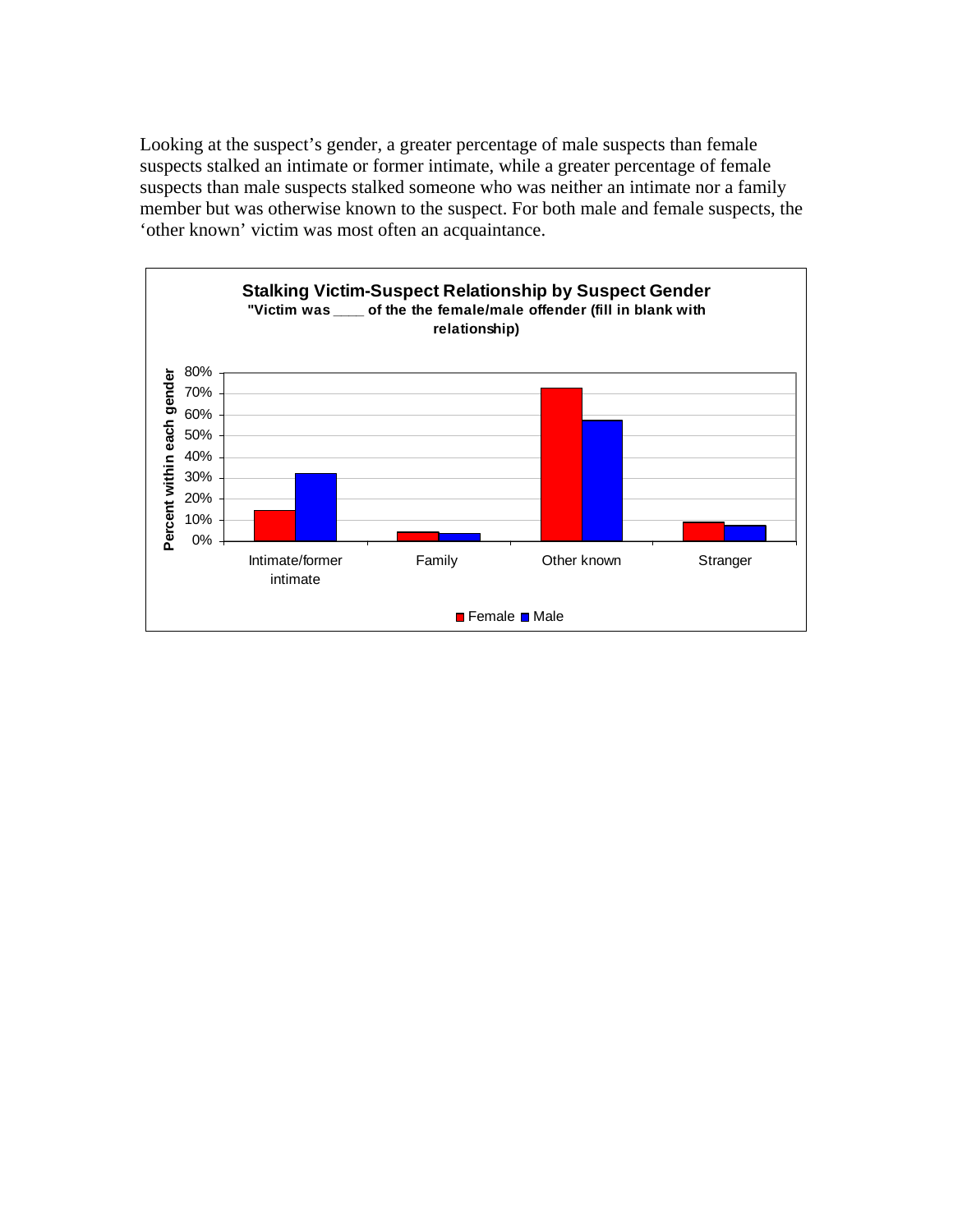Looking at the suspect's gender, a greater percentage of male suspects than female suspects stalked an intimate or former intimate, while a greater percentage of female suspects than male suspects stalked someone who was neither an intimate nor a family member but was otherwise known to the suspect. For both male and female suspects, the 'other known' victim was most often an acquaintance.

**Stalking Victim-Suspect Relationship by Suspect Gender**

**"Victim was ____ of the the female/male offender (fill in blank with relationship)**

Percent within each gender

80%
70%
60%
50%
40%
30%
20%
10%
0%

Intimate/former intimate
Family
Other known
Stranger

Female
Male